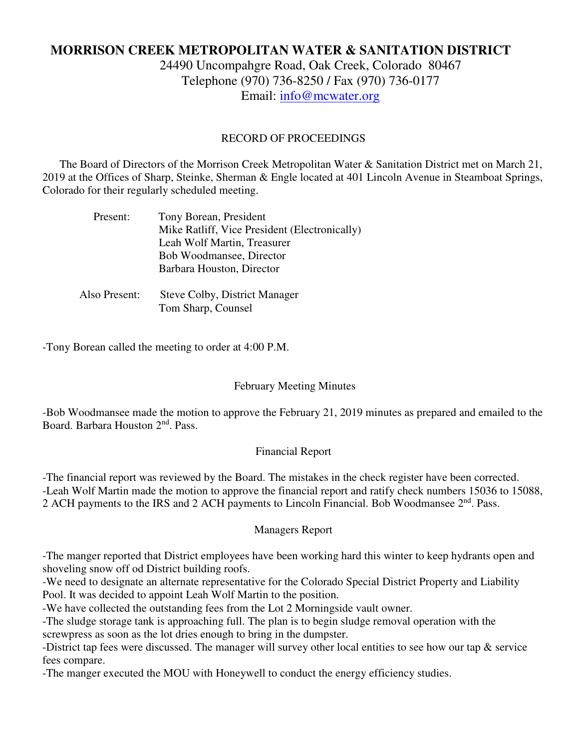# MORRISON CREEK METROPOLITAN WATER & SANITATION DISTRICT

24490 Uncompahgre Road, Oak Creek, Colorado 80467
Telephone (970) 736-8250 / Fax (970) 736-0177
Email: info@mcwater.org

## RECORD OF PROCEEDINGS

The Board of Directors of the Morrison Creek Metropolitan Water & Sanitation District met on March 21, 2019 at the Offices of Sharp, Steinke, Sherman & Engle located at 401 Lincoln Avenue in Steamboat Springs, Colorado for their regularly scheduled meeting.

Present:
- Tony Borean, President
- Mike Ratliff, Vice President (Electronically)
- Leah Wolf Martin, Treasurer
- Bob Woodmansee, Director
- Barbara Houston, Director

Also Present:
- Steve Colby, District Manager
- Tom Sharp, Counsel

-Tony Borean called the meeting to order at 4:00 P.M.

### February Meeting Minutes

-Bob Woodmansee made the motion to approve the February 21, 2019 minutes as prepared and emailed to the Board. Barbara Houston 2nd. Pass.

### Financial Report

-The financial report was reviewed by the Board. The mistakes in the check register have been corrected.
-Leah Wolf Martin made the motion to approve the financial report and ratify check numbers 15036 to 15088, 2 ACH payments to the IRS and 2 ACH payments to Lincoln Financial. Bob Woodmansee 2nd. Pass.

### Managers Report

-The manger reported that District employees have been working hard this winter to keep hydrants open and shoveling snow off od District building roofs.
-We need to designate an alternate representative for the Colorado Special District Property and Liability Pool. It was decided to appoint Leah Wolf Martin to the position.
-We have collected the outstanding fees from the Lot 2 Morningside vault owner.
-The sludge storage tank is approaching full. The plan is to begin sludge removal operation with the screwpress as soon as the lot dries enough to bring in the dumpster.
-District tap fees were discussed. The manager will survey other local entities to see how our tap & service fees compare.
-The manger executed the MOU with Honeywell to conduct the energy efficiency studies.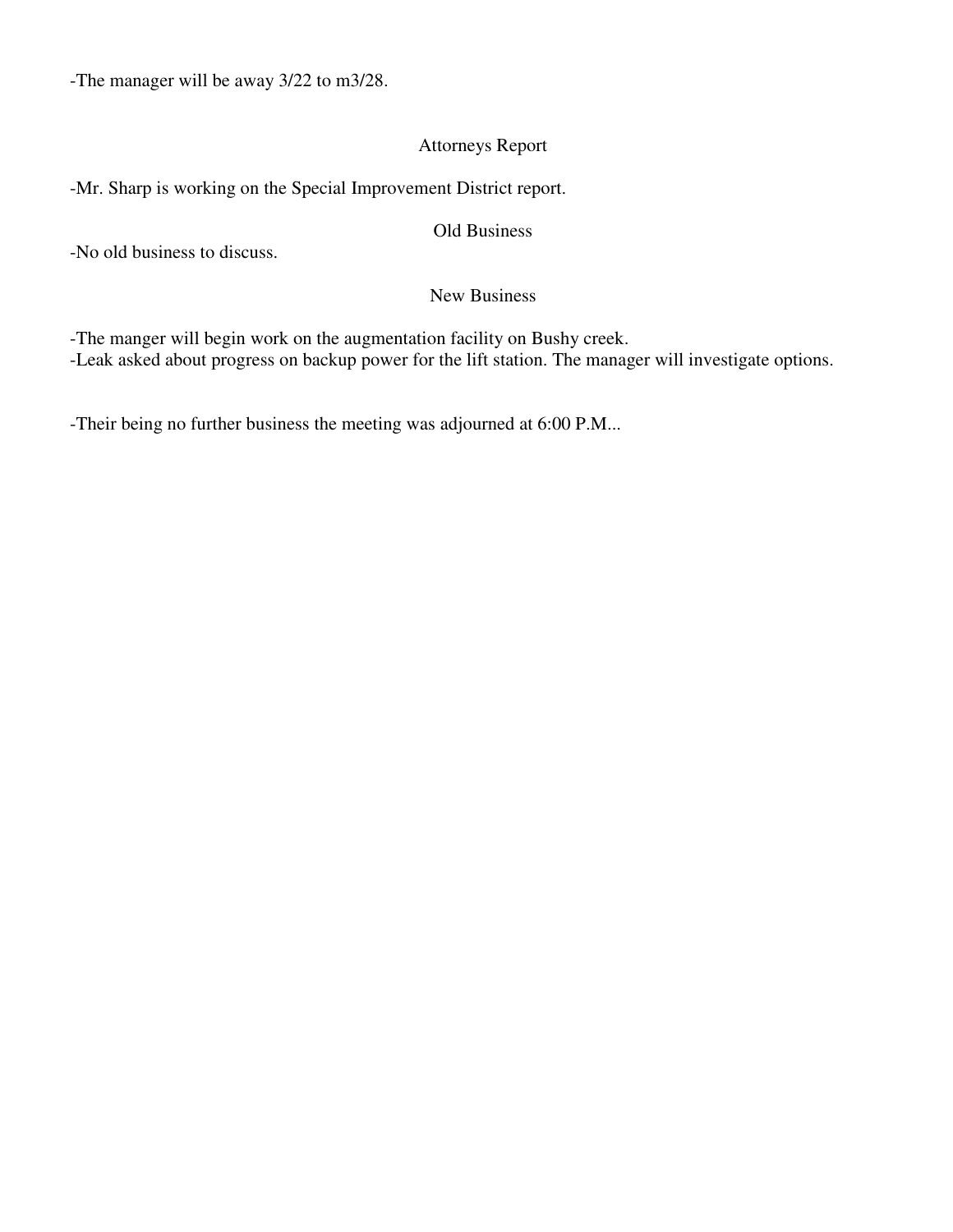-The manager will be away 3/22 to m3/28.

## Attorneys Report

-Mr. Sharp is working on the Special Improvement District report.

## Old Business

-No old business to discuss.

## New Business

-The manger will begin work on the augmentation facility on Bushy creek.
-Leak asked about progress on backup power for the lift station. The manager will investigate options.

-Their being no further business the meeting was adjourned at 6:00 P.M...